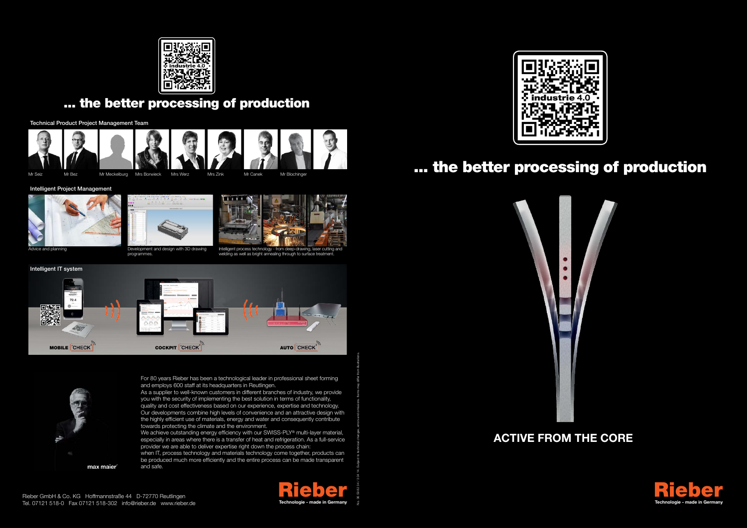## ... the better processing of production

### Technical Product Project Management Team

Mr Seiz, Mr Bez, Mr Meckelburg, Mrs Borwieck, Mrs Werz, Mrs Zink, Mr Canek, Mr Blochinger

### Intelligent Project Management

Advice and planning

Development and design with 3D drawing programmes.

Intelligent process technology - from deep-drawing, laser cutting and welding as well as bright annealing through to surface treatment.

### Intelligent IT system

MOBILE CHECK

COCKPIT CHECK

AUTO CHECK

max maier

For 80 years Rieber has been a technological leader in professional sheet forming and employs 600 staff at its headquarters in Reutlingen.
As a supplier to well-known customers in different branches of industry, we provide you with the security of implementing the best solution in terms of functionality, quality and cost effectiveness based on our experience, expertise and technology.
Our developments combine high levels of convenience and an attractive design with the highly efficient use of materials, energy and water and consequently contribute towards protecting the climate and the environment.
We achieve outstanding energy efficiency with our SWISS-PLY® multi-layer material, especially in areas where there is a transfer of heat and refrigeration. As a full-service provider we are able to deliver expertise right down the process chain:
when IT, process technology and materials technology come together, products can be produced much more efficiently and the entire process can be made transparent and safe.

Rieber GmbH & Co. KG Hoffmannstraße 44 D-72770 Reutlingen
Tel. 07121 518-0 Fax 07121 518-302 info@rieber.de www.rieber.de

**Rieber**
Technologie - made in Germany

No. 38 59 82 34 / 3 04 14. Subject to technical changes, errors and omissions. Items may differ from illustrations.

## ... the better processing of production

## ACTIVE FROM THE CORE

**Rieber**
Technologie - made in Germany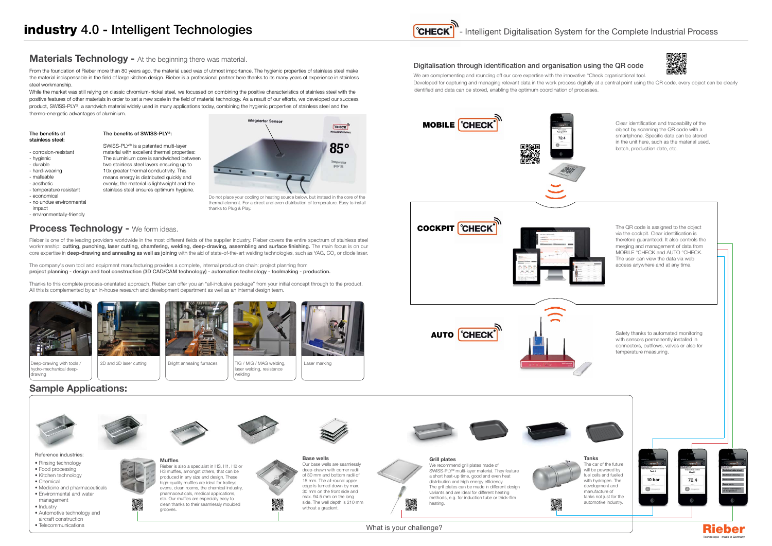# industry 4.0 - Intelligent Technologies

°CHECK - Intelligent Digitalisation System for the Complete Industrial Process

## Materials Technology - At the beginning there was material.

From the foundation of Rieber more than 80 years ago, the material used was of utmost importance. The hygienic properties of stainless steel make the material indispensable in the field of large kitchen design. Rieber is a professional partner here thanks to its many years of experience in stainless steel workmanship.

While the market was still relying on classic chromium-nickel steel, we focussed on combining the positive characteristics of stainless steel with the positive features of other materials in order to set a new scale in the field of material technology. As a result of our efforts, we developed our success product, SWISS-PLY®, a sandwich material widely used in many applications today, combining the hygienic properties of stainless steel and the thermo-energetic advantages of aluminium.

**The benefits of stainless steel:**

- corrosion-resistant
- hygienic
- durable
- hard-wearing
- malleable
- aesthetic
- temperature resistant
- economical
- no undue environmental impact
- environmentally-friendly

**The benefits of SWISS-PLY®:**

SWISS-PLY® is a patented multi-layer material with excellent thermal properties: The aluminium core is sandwiched between two stainless steel layers ensuring up to 10x greater thermal conductivity. This means energy is distributed quickly and evenly; the material is lightweight and the stainless steel ensures optimum hygiene.

integrierter Sensor

°CHECK INTELLIGENT CONTROL

85°

Temperatur geprüft

Do not place your cooling or heating source below, but instead in the core of the thermal element. For a direct and even distribution of temperature. Easy to install thanks to Plug & Play.

## Process Technology - We form ideas.

Rieber is one of the leading providers worldwide in the most different fields of the supplier industry. Rieber covers the entire spectrum of stainless steel workmanship: **cutting, punching, laser cutting, chamfering, welding, deep-drawing, assembling and surface finishing.** The main focus is on our core expertise in **deep-drawing and annealing as well as joining** with the aid of state-of-the-art welding technologies, such as YAG, $CO_2$ or diode laser.

The company's own tool and equipment manufacturing provides a complete, internal production chain: project planning from **project planning - design and tool construction (3D CAD/CAM technology) - automation technology - toolmaking - production.**

Thanks to this complete process-orientated approach, Rieber can offer you an "all-inclusive package" from your initial concept through to the product. All this is complemented by an in-house research and development department as well as an internal design team.

Deep-drawing with tools / hydro-mechanical deep-drawing

2D and 3D laser cutting

Bright annealing furnaces

TIG / MIG / MAG welding, laser welding, resistance welding

Laser marking

## Sample Applications:

Reference industries:

- Rinsing technology
- Food processing
- Kitchen technology
- Chemical
- Medicine and pharmaceuticals
- Environmental and water management
- Industry
- Automotive technology and aircraft construction
- Telecommunications

**Muffles**

Rieber is also a specialist in HS, H1, H2 or H3 muffles, amongst others, that can be produced in any size and design. These high-quality muffles are ideal for trolleys, ovens, clean rooms, the chemical industry, pharmaceuticals, medical applications, etc. Our muffles are especially easy to clean thanks to their seamlessly moulded grooves.

**Base wells**

Our base wells are seamlessly deep-drawn with corner radii of 30 mm and bottom radii of 15 mm. The all-round upper edge is turned down by max. 30 mm on the front side and max. 94.5 mm on the long side. The well depth is 210 mm without a gradient.

**Grill plates**

We recommend grill plates made of SWISS-PLY® multi-layer material. They feature a short heat-up time, good and even heat distribution and high energy efficiency. The grill plates can be made in different design variants and are ideal for different heating methods, e.g. for induction tube or thick-film heating.

**Tanks**

The car of the future will be powered by fuel cells and fuelled with hydrogen. The development and manufacture of tanks not just for the automotive industry.

What is your challenge?

### Digitalisation through identification and organisation using the QR code

We are complementing and rounding off our core expertise with the innovative °Check organisational tool.

Developed for capturing and managing relevant data in the work process digitally at a central point using the QR code, every object can be clearly identified and data can be stored, enabling the optimum coordination of processes.

**MOBILE °CHECK**

Clear identification and traceability of the object by scanning the QR code with a smartphone. Specific data can be stored in the unit here, such as the material used, batch, production date, etc.

**COCKPIT °CHECK**

The QR code is assigned to the object via the cockpit. Clear identification is therefore guaranteed. It also controls the merging and management of data from MOBILE °CHECK and AUTO °CHECK. The user can view the data via web access anywhere and at any time.

**AUTO °CHECK**

Safety thanks to automated monitoring with sensors permanently installed in connectors, outflows, valves or also for temperature measuring.

10 bar

72.4

Rieber
Technologie - made in Germany